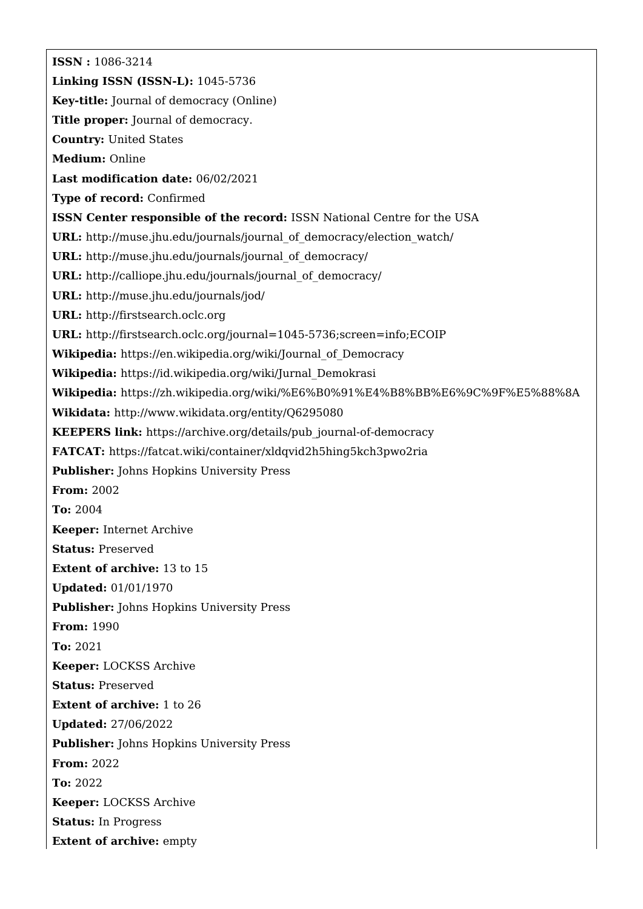**ISSN :** 1086-3214

**Linking ISSN (ISSN-L):** 1045-5736

**Key-title:** Journal of democracy (Online)

**Title proper:** Journal of democracy.

**Country:** United States

**Medium:** Online

**Last modification date:** 06/02/2021

**Type of record:** Confirmed

**ISSN Center responsible of the record:** ISSN National Centre for the USA

**URL:** http://muse.jhu.edu/journals/journal_of_democracy/election_watch/

**URL:** http://muse.jhu.edu/journals/journal_of_democracy/

**URL:** http://calliope.jhu.edu/journals/journal_of_democracy/

**URL:** http://muse.jhu.edu/journals/jod/

**URL:** http://firstsearch.oclc.org

**URL:** http://firstsearch.oclc.org/journal=1045-5736;screen=info;ECOIP

**Wikipedia:** https://en.wikipedia.org/wiki/Journal_of_Democracy

**Wikipedia:** https://id.wikipedia.org/wiki/Jurnal_Demokrasi

**Wikipedia:** https://zh.wikipedia.org/wiki/%E6%B0%91%E4%B8%BB%E6%9C%9F%E5%88%8A

**Wikidata:** http://www.wikidata.org/entity/Q6295080

**KEEPERS link:** https://archive.org/details/pub_journal-of-democracy

**FATCAT:** https://fatcat.wiki/container/xldqvid2h5hing5kch3pwo2ria

**Publisher:** Johns Hopkins University Press

**From:** 2002

**To:** 2004

**Keeper:** Internet Archive

**Status:** Preserved

**Extent of archive:** 13 to 15

**Updated:** 01/01/1970

**Publisher:** Johns Hopkins University Press

**From:** 1990

**To:** 2021

**Keeper:** LOCKSS Archive

**Status:** Preserved

**Extent of archive:** 1 to 26

**Updated:** 27/06/2022

**Publisher:** Johns Hopkins University Press

**From:** 2022

**To:** 2022

**Keeper:** LOCKSS Archive

**Status:** In Progress

**Extent of archive:** empty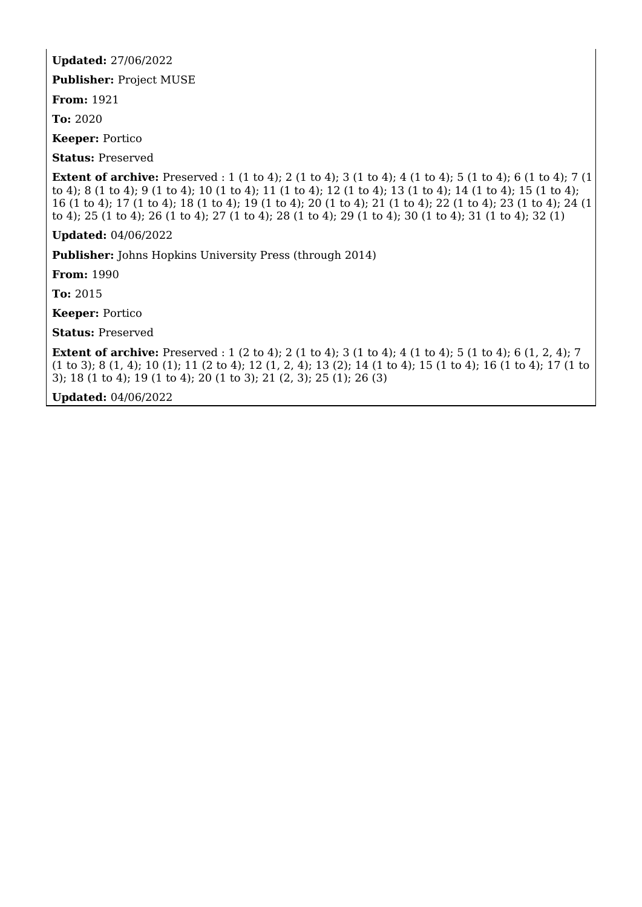**Updated:** 27/06/2022

**Publisher:** Project MUSE

**From:** 1921

**To:** 2020

**Keeper:** Portico

**Status:** Preserved

**Extent of archive:** Preserved : 1 (1 to 4); 2 (1 to 4); 3 (1 to 4); 4 (1 to 4); 5 (1 to 4); 6 (1 to 4); 7 (1 to 4); 8 (1 to 4); 9 (1 to 4); 10 (1 to 4); 11 (1 to 4); 12 (1 to 4); 13 (1 to 4); 14 (1 to 4); 15 (1 to 4); 16 (1 to 4); 17 (1 to 4); 18 (1 to 4); 19 (1 to 4); 20 (1 to 4); 21 (1 to 4); 22 (1 to 4); 23 (1 to 4); 24 (1 to 4); 25 (1 to 4); 26 (1 to 4); 27 (1 to 4); 28 (1 to 4); 29 (1 to 4); 30 (1 to 4); 31 (1 to 4); 32 (1)

**Updated:** 04/06/2022

**Publisher:** Johns Hopkins University Press (through 2014)

**From:** 1990

**To:** 2015

**Keeper:** Portico

**Status:** Preserved

**Extent of archive:** Preserved : 1 (2 to 4); 2 (1 to 4); 3 (1 to 4); 4 (1 to 4); 5 (1 to 4); 6 (1, 2, 4); 7 (1 to 3); 8 (1, 4); 10 (1); 11 (2 to 4); 12 (1, 2, 4); 13 (2); 14 (1 to 4); 15 (1 to 4); 16 (1 to 4); 17 (1 to 3); 18 (1 to 4); 19 (1 to 4); 20 (1 to 3); 21 (2, 3); 25 (1); 26 (3)

**Updated:** 04/06/2022